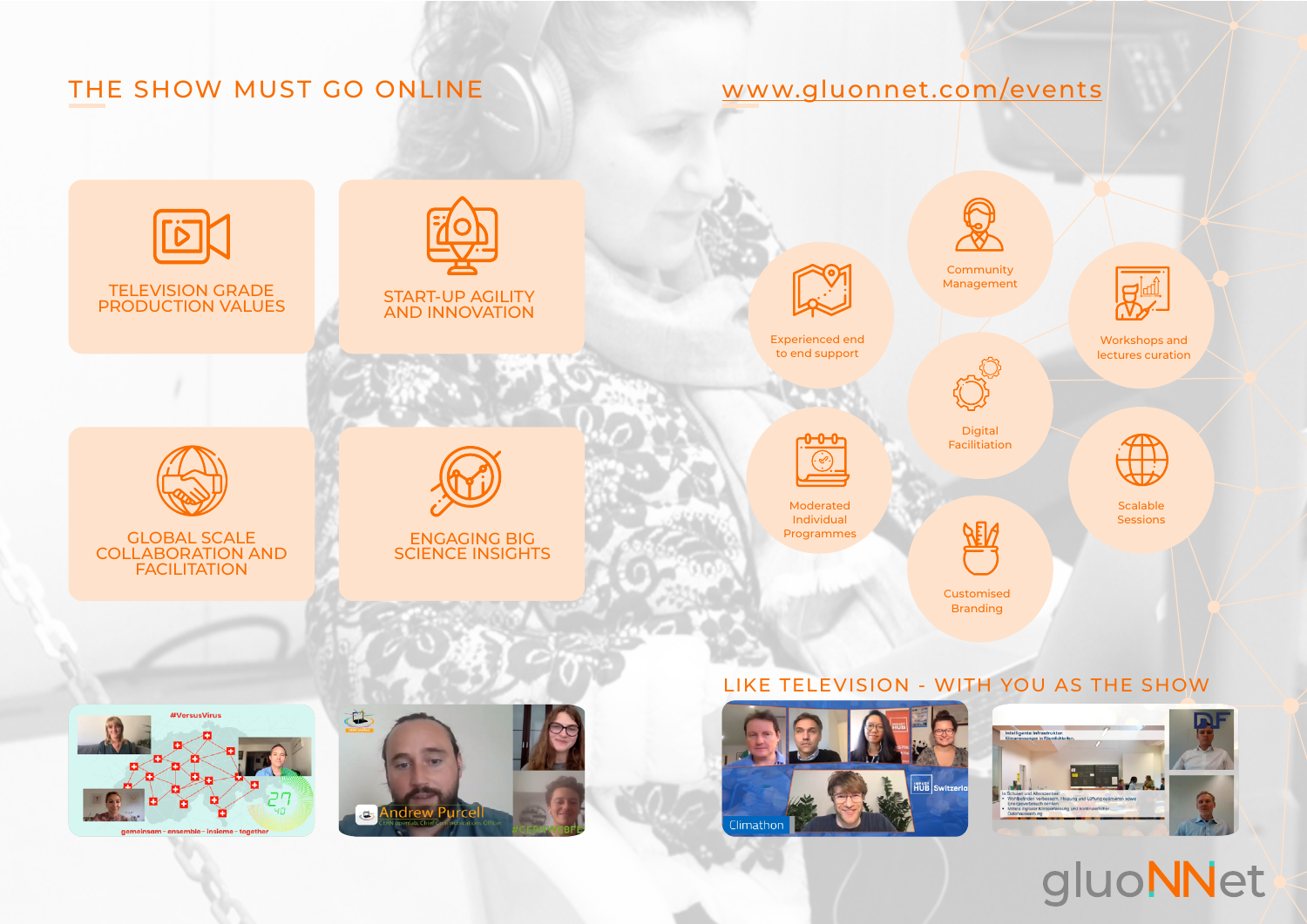## THE SHOW MUST GO ONLINE

www.gluonnet.com/events

- TELEVISION GRADE PRODUCTION VALUES
- START-UP AGILITY AND INNOVATION
- GLOBAL SCALE COLLABORATION AND FACILITATION
- ENGAGING BIG SCIENCE INSIGHTS

- Experienced end to end support
- Community Management
- Workshops and lectures curation
- Digital Facilitiation
- Moderated Individual Programmes
- Scalable Sessions
- Customised Branding

## LIKE TELEVISION - WITH YOU AS THE SHOW

gluoNNet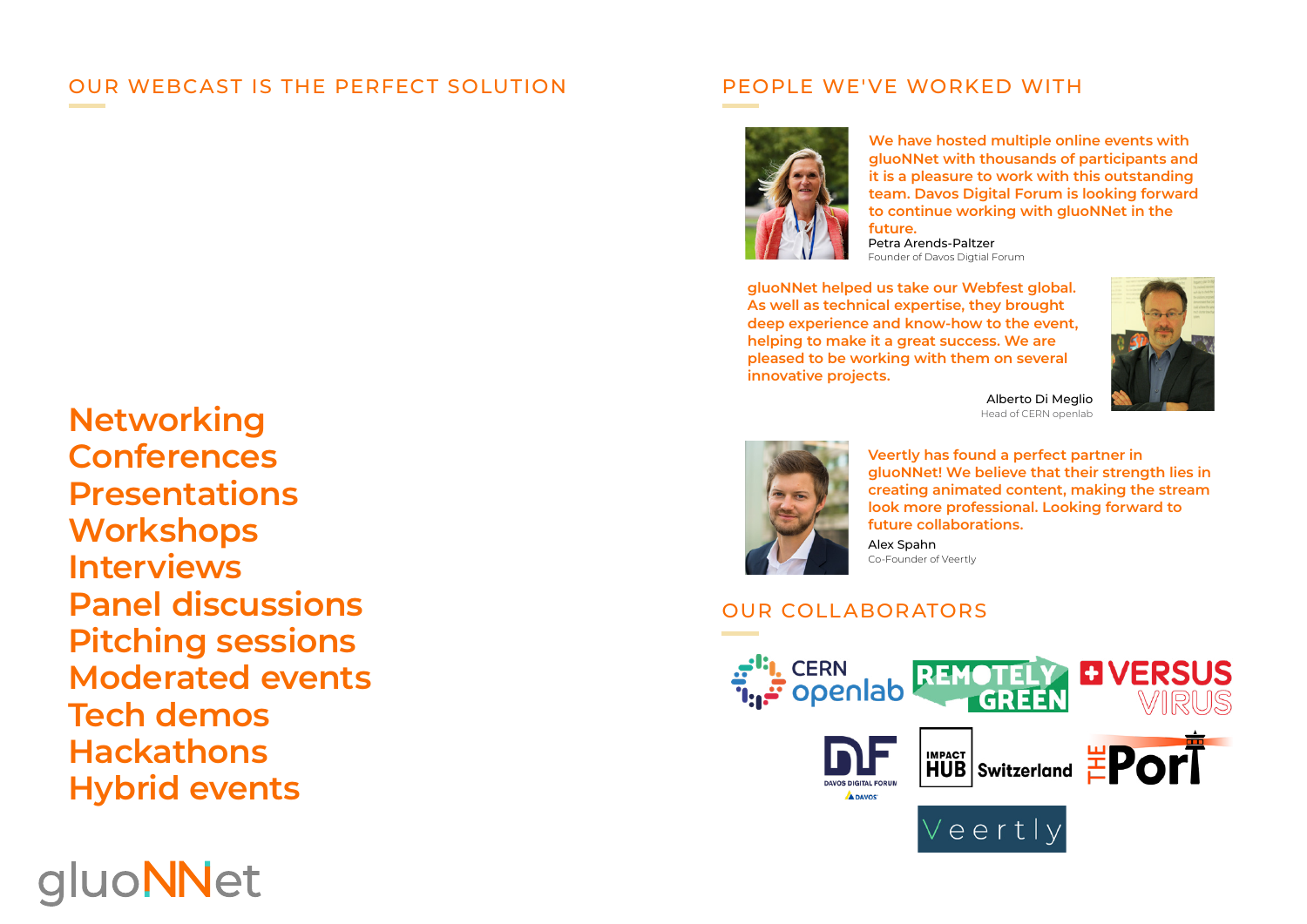## OUR WEBCAST IS THE PERFECT SOLUTION

**Networking**
**Conferences**
**Presentations**
**Workshops**
**Interviews**
**Panel discussions**
**Pitching sessions**
**Moderated events**
**Tech demos**
**Hackathons**
**Hybrid events**

## PEOPLE WE'VE WORKED WITH

**We have hosted multiple online events with gluoNNet with thousands of participants and it is a pleasure to work with this outstanding team. Davos Digital Forum is looking forward to continue working with gluoNNet in the future.**

Petra Arends-Paltzer
Founder of Davos Digtial Forum

**gluoNNet helped us take our Webfest global. As well as technical expertise, they brought deep experience and know-how to the event, helping to make it a great success. We are pleased to be working with them on several innovative projects.**

Alberto Di Meglio
Head of CERN openlab

**Veertly has found a perfect partner in gluoNNet! We believe that their strength lies in creating animated content, making the stream look more professional. Looking forward to future collaborations.**

Alex Spahn
Co-Founder of Veertly

## OUR COLLABORATORS

CERN openlab
REMOTELY GREEN
VERSUS VIRUS
DAVOS DIGITAL FORUM
IMPACT HUB Switzerland
THE Port
Veertly

gluoNNet